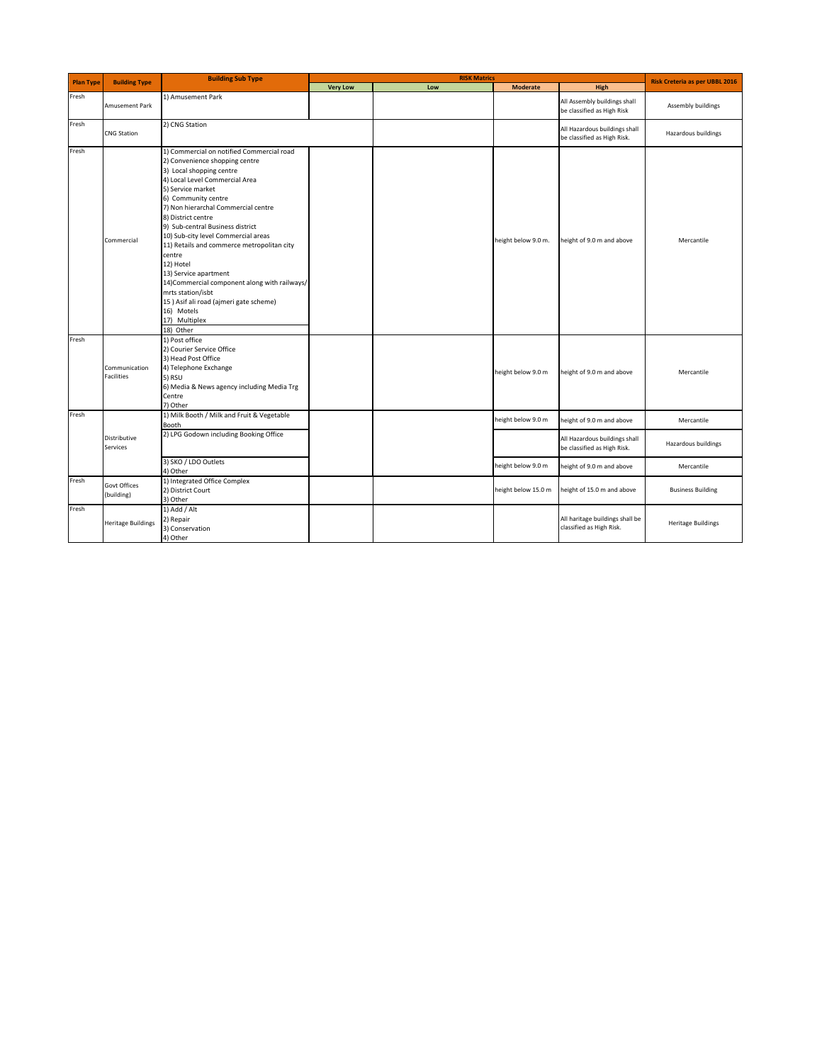| Plan Type | Building Type | Building Sub Type | RISK Matrics | | | | Risk Creteria as per UBBL 2016 |
|---|---|---|---|---|---|---|---|
| | | | Very Low | Low | Moderate | High | |
| Fresh | Amusement Park | 1) Amusement Park | | | | All Assembly buildings shall be classified as High Risk | Assembly buildings |
| Fresh | CNG Station | 2) CNG Station | | | | All Hazardous buildings shall be classified as High Risk. | Hazardous buildings |
| Fresh | Commercial | 1) Commercial on notified Commercial road<br>2) Convenience shopping centre<br>3) Local shopping centre<br>4) Local Level Commercial Area<br>5) Service market<br>6) Community centre<br>7) Non hierarchal Commercial centre<br>8) District centre<br>9) Sub-central Business district<br>10) Sub-city level Commercial areas<br>11) Retails and commerce metropolitan city centre<br>12) Hotel<br>13) Service apartment<br>14)Commercial component along with railways/ mrts station/isbt<br>15 ) Asif ali road (ajmeri gate scheme)<br>16) Motels<br>17) Multiplex<br>18) Other | | | height below 9.0 m. | height of 9.0 m and above | Mercantile |
| Fresh | Communication Facilities | 1) Post office<br>2) Courier Service Office<br>3) Head Post Office<br>4) Telephone Exchange<br>5) RSU<br>6) Media & News agency including Media Trg Centre<br>7) Other | | | height below 9.0 m | height of 9.0 m and above | Mercantile |
| Fresh | Distributive Services | 1) Milk Booth / Milk and Fruit & Vegetable Booth | | | height below 9.0 m | height of 9.0 m and above | Mercantile |
| | | 2) LPG Godown including Booking Office | | | | All Hazardous buildings shall be classified as High Risk. | Hazardous buildings |
| | | 3) SKO / LDO Outlets<br>4) Other | | | height below 9.0 m | height of 9.0 m and above | Mercantile |
| Fresh | Govt Offices (building) | 1) Integrated Office Complex<br>2) District Court<br>3) Other | | | height below 15.0 m | height of 15.0 m and above | Business Building |
| Fresh | Heritage Buildings | 1) Add / Alt<br>2) Repair<br>3) Conservation<br>4) Other | | | | All haritage buildings shall be classified as High Risk. | Heritage Buildings |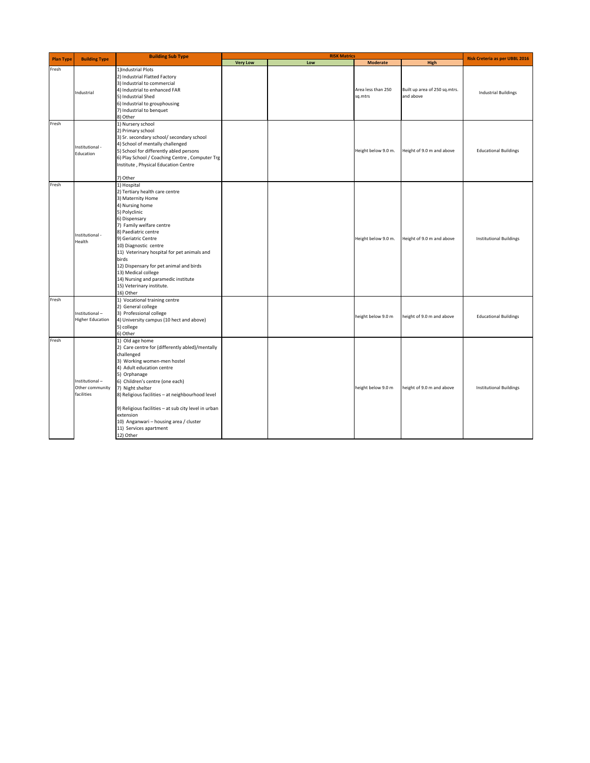| Plan Type | Building Type | Building Sub Type | RISK Matrics | | | | Risk Creteria as per UBBL 2016 |
|---|---|---|---|---|---|---|---|
| | | | Very Low | Low | Moderate | High | |
| Fresh | Industrial | 1)Industrial Plots<br>2) Industrial Flatted Factory<br>3) Industrial to commercial<br>4) Industrial to enhanced FAR<br>5) Industrial Shed<br>6) Industrial to grouphousing<br>7) Industrial to benquet<br>8) Other | | | Area less than 250 sq.mtrs | Built up area of 250 sq.mtrs. and above | Industrial Buildings |
| Fresh | Institutional - Education | 1) Nursery school<br>2) Primary school<br>3) Sr. secondary school/ secondary school<br>4) School of mentally challenged<br>5) School for differently abled persons<br>6) Play School / Coaching Centre , Computer Trg Institute , Physical Education Centre<br>7) Other | | | Height below 9.0 m. | Height of 9.0 m and above | Educational Buildings |
| Fresh | Institutional - Health | 1) Hospital<br>2) Tertiary health care centre<br>3) Maternity Home<br>4) Nursing home<br>5) Polyclinic<br>6) Dispensary<br>7) Family welfare centre<br>8) Paediatric centre<br>9) Geriatric Centre<br>10) Diagnostic centre<br>11) Veterinary hospital for pet animals and birds<br>12) Dispensary for pet animal and birds<br>13) Medical college<br>14) Nursing and paramedic institute<br>15) Veterinary institute.<br>16) Other | | | Height below 9.0 m. | Height of 9.0 m and above | Institutional Buildings |
| Fresh | Institutional – Higher Education | 1) Vocational training centre<br>2) General college<br>3) Professional college<br>4) University campus (10 hect and above)<br>5) college<br>6) Other | | | height below 9.0 m | height of 9.0 m and above | Educational Buildings |
| Fresh | Institutional – Other community facilities | 1) Old age home<br>2) Care centre for (differently abled)/mentally challenged<br>3) Working women-men hostel<br>4) Adult education centre<br>5) Orphanage<br>6) Children's centre (one each)<br>7) Night shelter<br>8) Religious facilities – at neighbourhood level<br>9) Religious facilities – at sub city level in urban extension<br>10) Anganwari – housing area / cluster<br>11) Services apartment<br>12) Other | | | height below 9.0 m | height of 9.0 m and above | Institutional Buildings |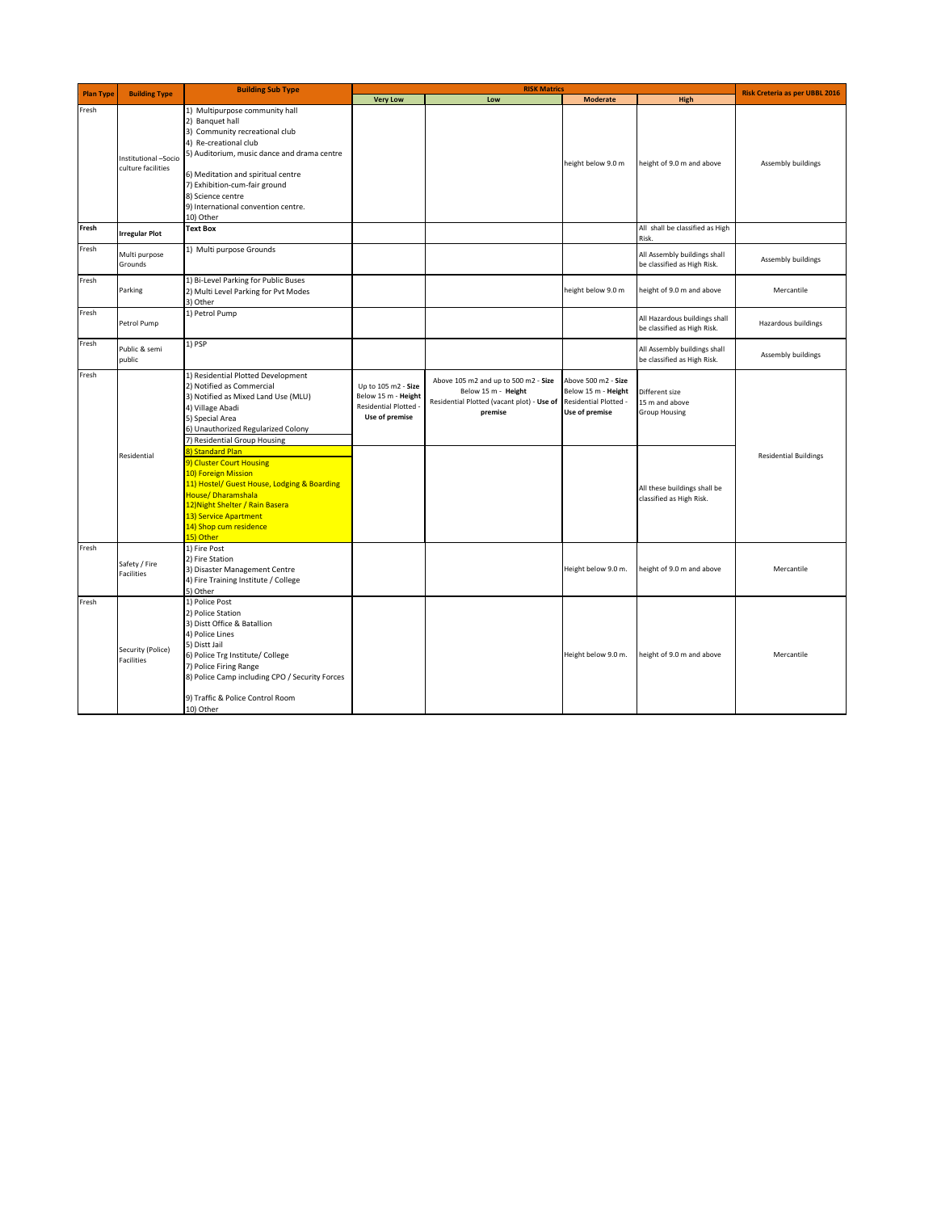| Plan Type | Building Type | Building Sub Type | RISK Matrics | | | | Risk Creteria as per UBBL 2016 |
|---|---|---|---|---|---|---|---|
| | | | Very Low | Low | Moderate | High | |
| Fresh | Institutional –Socio culture facilities | 1) Multipurpose community hall<br>2) Banquet hall<br>3) Community recreational club<br>4) Re-creational club<br>5) Auditorium, music dance and drama centre<br>6) Meditation and spiritual centre<br>7) Exhibition-cum-fair ground<br>8) Science centre<br>9) International convention centre.<br>10) Other | | | height below 9.0 m | height of 9.0 m and above | Assembly buildings |
| **Fresh** | **Irregular Plot** | **Text Box** | | | | All shall be classified as High Risk. | |
| Fresh | Multi purpose Grounds | 1) Multi purpose Grounds | | | | All Assembly buildings shall be classified as High Risk. | Assembly buildings |
| Fresh | Parking | 1) Bi-Level Parking for Public Buses<br>2) Multi Level Parking for Pvt Modes<br>3) Other | | | height below 9.0 m | height of 9.0 m and above | Mercantile |
| Fresh | Petrol Pump | 1) Petrol Pump | | | | All Hazardous buildings shall be classified as High Risk. | Hazardous buildings |
| Fresh | Public & semi public | 1) PSP | | | | All Assembly buildings shall be classified as High Risk. | Assembly buildings |
| Fresh | Residential | 1) Residential Plotted Development<br>2) Notified as Commercial<br>3) Notified as Mixed Land Use (MLU)<br>4) Village Abadi<br>5) Special Area<br>6) Unauthorized Regularized Colony<br>7) Residential Group Housing | Up to 105 m2 - **Size**<br>Below 15 m - **Height**<br>Residential Plotted - **Use of premise** | Above 105 m2 and up to 500 m2 - **Size**<br>Below 15 m - **Height**<br>Residential Plotted (vacant plot) - **Use of premise** | Above 500 m2 - **Size**<br>Below 15 m - **Height**<br>Residential Plotted - **Use of premise** | Different size<br>15 m and above<br>Group Housing | Residential Buildings |
| | | 8) Standard Plan<br>9) Cluster Court Housing<br>10) Foreign Mission<br>11) Hostel/ Guest House, Lodging & Boarding House/ Dharamshala<br>12)Night Shelter / Rain Basera<br>13) Service Apartment<br>14) Shop cum residence<br>15) Other | | | | All these buildings shall be classified as High Risk. | |
| Fresh | Safety / Fire Facilities | 1) Fire Post<br>2) Fire Station<br>3) Disaster Management Centre<br>4) Fire Training Institute / College<br>5) Other | | | Height below 9.0 m. | height of 9.0 m and above | Mercantile |
| Fresh | Security (Police) Facilities | 1) Police Post<br>2) Police Station<br>3) Distt Office & Batallion<br>4) Police Lines<br>5) Distt Jail<br>6) Police Trg Institute/ College<br>7) Police Firing Range<br>8) Police Camp including CPO / Security Forces<br>9) Traffic & Police Control Room<br>10) Other | | | Height below 9.0 m. | height of 9.0 m and above | Mercantile |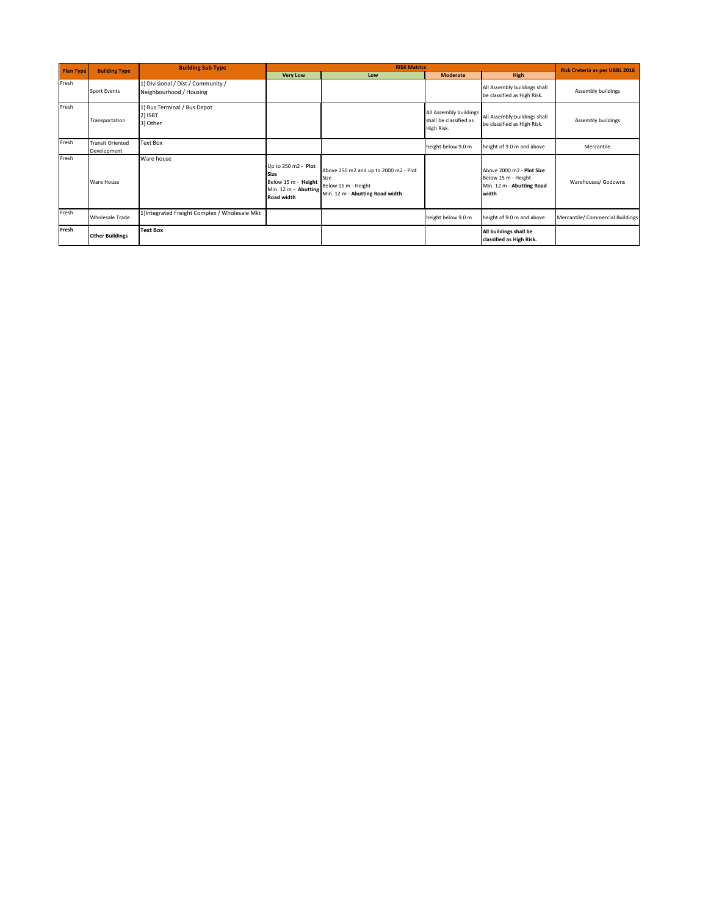| Plan Type | Building Type | Building Sub Type | RISK Matrics | | | | Risk Creteria as per UBBL 2016 |
|---|---|---|---|---|---|---|---|
| | | | Very Low | Low | Moderate | High | |
| Fresh | Sport Events | 1) Divisional / Dist / Community / Neighbourhood / Housing | | | | All Assembly buildings shall be classified as High Risk. | Assembly buildings |
| Fresh | Transportation | 1) Bus Terminal / Bus Depot<br>2) ISBT<br>3) Other | | | All Assembly buildings shall be classified as High Risk. | All Assembly buildings shall be classified as High Risk. | Assembly buildings |
| Fresh | Transit Oriented Development | Text Box | | | height below 9.0 m | height of 9.0 m and above | Mercantile |
| Fresh | Ware House | Ware house | Up to 250 m2 - **Plot Size**<br>Below 15 m - **Height**<br>Min. 12 m - **Abutting Road width** | Above 250 m2 and up to 2000 m2 - Plot Size<br>Below 15 m - Height<br>Min. 12 m - **Abutting Road width** | | Above 2000 m2 - **Plot Size**<br>Below 15 m - Height<br>Min. 12 m - **Abutting Road width** | Warehouses/ Godowns |
| Fresh | Wholesale Trade | 1)Integrated Freight Complex / Wholesale Mkt | | | height below 9.0 m | height of 9.0 m and above | Mercantile/ Commercial Buildings |
| **Fresh** | **Other Buildings** | **Text Box** | | | | **All buildings shall be classified as High Risk.** | |